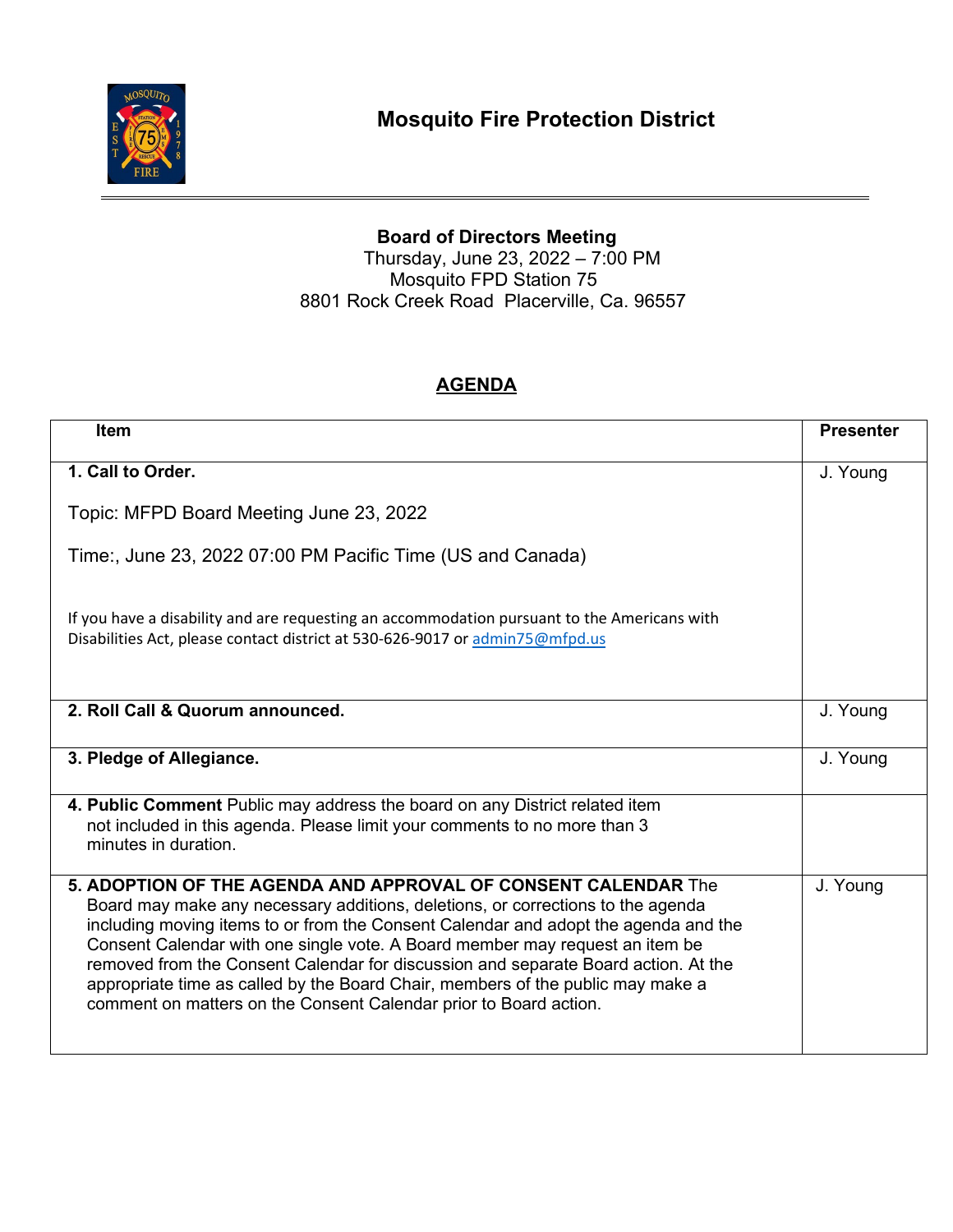# Mosquito Fire Protection District

**Board of Directors Meeting**
Thursday, June 23, 2022 – 7:00 PM
Mosquito FPD Station 75
8801 Rock Creek Road Placerville, Ca. 96557

## AGENDA

| Item | Presenter |
|---|---|
| **1. Call to Order.**<br><br>Topic: MFPD Board Meeting June 23, 2022<br><br>Time:, June 23, 2022 07:00 PM Pacific Time (US and Canada)<br><br>If you have a disability and are requesting an accommodation pursuant to the Americans with Disabilities Act, please contact district at 530-626-9017 or admin75@mfpd.us | J. Young |
| **2. Roll Call & Quorum announced.** | J. Young |
| **3. Pledge of Allegiance.** | J. Young |
| **4. Public Comment** Public may address the board on any District related item not included in this agenda. Please limit your comments to no more than 3 minutes in duration. | |
| **5. ADOPTION OF THE AGENDA AND APPROVAL OF CONSENT CALENDAR** The Board may make any necessary additions, deletions, or corrections to the agenda including moving items to or from the Consent Calendar and adopt the agenda and the Consent Calendar with one single vote. A Board member may request an item be removed from the Consent Calendar for discussion and separate Board action. At the appropriate time as called by the Board Chair, members of the public may make a comment on matters on the Consent Calendar prior to Board action. | J. Young |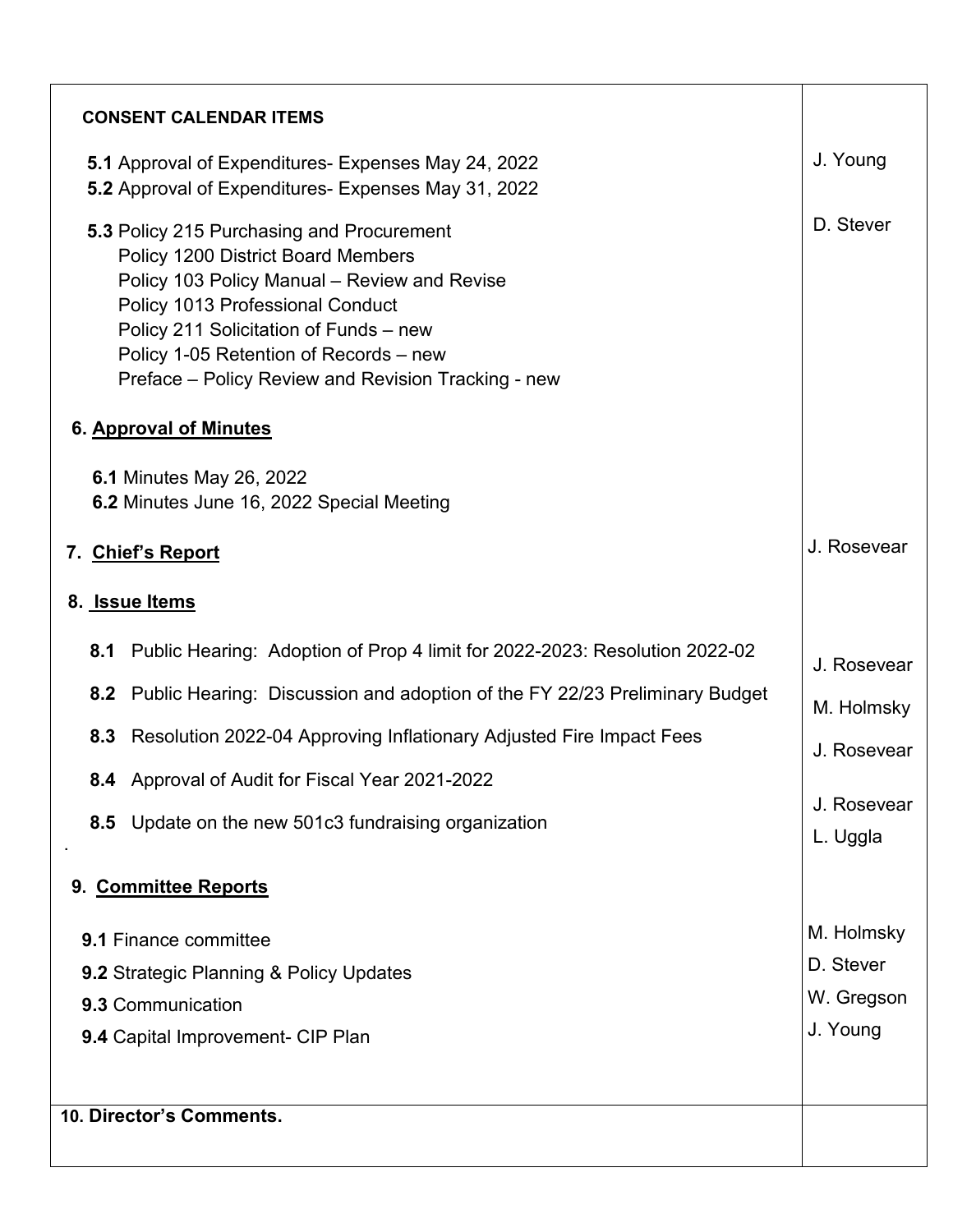| | |
|---|---|
| **CONSENT CALENDAR ITEMS** | |
| **5.1** Approval of Expenditures- Expenses May 24, 2022<br>**5.2** Approval of Expenditures- Expenses May 31, 2022 | J. Young |
| **5.3** Policy 215 Purchasing and Procurement<br>Policy 1200 District Board Members<br>Policy 103 Policy Manual – Review and Revise<br>Policy 1013 Professional Conduct<br>Policy 211 Solicitation of Funds – new<br>Policy 1-05 Retention of Records – new<br>Preface – Policy Review and Revision Tracking - new | D. Stever |
| **6. Approval of Minutes** | |
| **6.1** Minutes May 26, 2022<br>**6.2** Minutes June 16, 2022 Special Meeting | |
| **7. Chief's Report** | J. Rosevear |
| **8. Issue Items** | |
| **8.1** Public Hearing: Adoption of Prop 4 limit for 2022-2023: Resolution 2022-02 | J. Rosevear |
| **8.2** Public Hearing: Discussion and adoption of the FY 22/23 Preliminary Budget | M. Holmsky |
| **8.3** Resolution 2022-04 Approving Inflationary Adjusted Fire Impact Fees | J. Rosevear |
| **8.4** Approval of Audit for Fiscal Year 2021-2022 | J. Rosevear |
| **8.5** Update on the new 501c3 fundraising organization | L. Uggla |
| **9. Committee Reports** | |
| **9.1** Finance committee | M. Holmsky |
| **9.2** Strategic Planning & Policy Updates | D. Stever |
| **9.3** Communication | W. Gregson |
| **9.4** Capital Improvement- CIP Plan | J. Young |
| **10. Director's Comments.** | |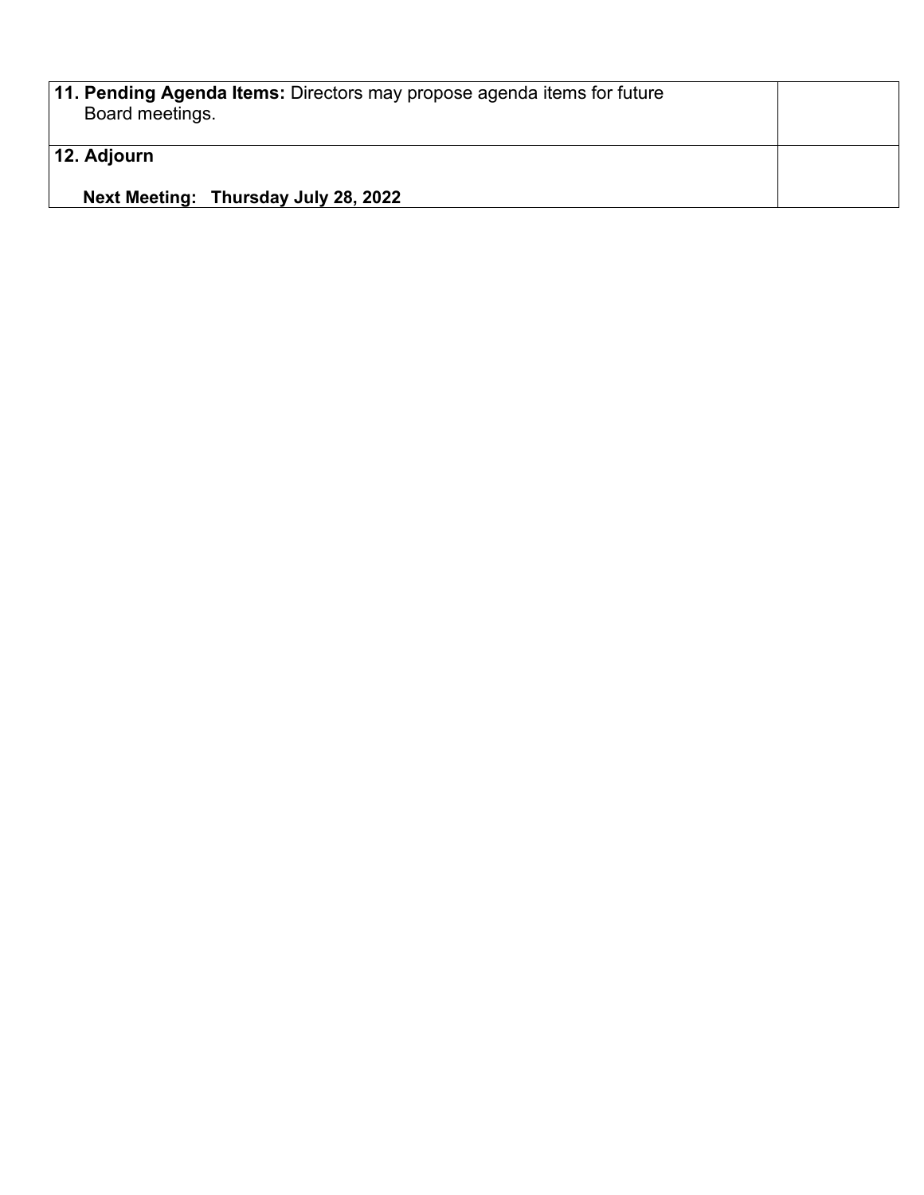| | |
|---|---|
| **11. Pending Agenda Items:** Directors may propose agenda items for future Board meetings. | |
| **12. Adjourn**<br><br>**Next Meeting: Thursday July 28, 2022** | |